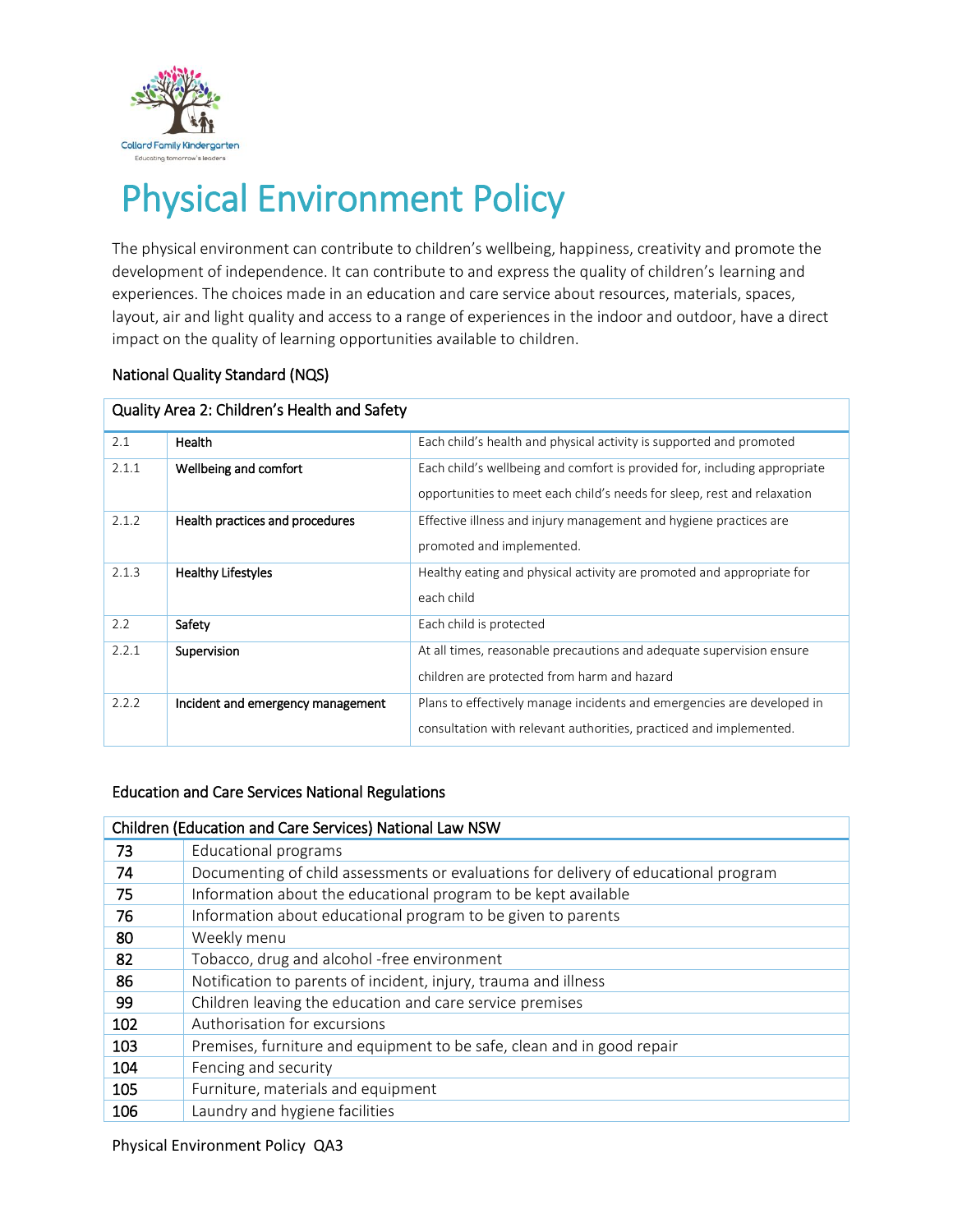# Physical Environment Policy

The physical environment can contribute to children's wellbeing, happiness, creativity and promote the development of independence. It can contribute to and express the quality of children's learning and experiences. The choices made in an education and care service about resources, materials, spaces, layout, air and light quality and access to a range of experiences in the indoor and outdoor, have a direct impact on the quality of learning opportunities available to children.

## National Quality Standard (NQS)

| Quality Area 2: Children's Health and Safety | | |
|---|---|---|
| 2.1 | **Health** | Each child's health and physical activity is supported and promoted |
| 2.1.1 | **Wellbeing and comfort** | Each child's wellbeing and comfort is provided for, including appropriate opportunities to meet each child's needs for sleep, rest and relaxation |
| 2.1.2 | **Health practices and procedures** | Effective illness and injury management and hygiene practices are promoted and implemented. |
| 2.1.3 | **Healthy Lifestyles** | Healthy eating and physical activity are promoted and appropriate for each child |
| 2.2 | **Safety** | Each child is protected |
| 2.2.1 | **Supervision** | At all times, reasonable precautions and adequate supervision ensure children are protected from harm and hazard |
| 2.2.2 | **Incident and emergency management** | Plans to effectively manage incidents and emergencies are developed in consultation with relevant authorities, practiced and implemented. |

## Education and Care Services National Regulations

| Children (Education and Care Services) National Law NSW | |
|---|---|
| 73 | Educational programs |
| 74 | Documenting of child assessments or evaluations for delivery of educational program |
| 75 | Information about the educational program to be kept available |
| 76 | Information about educational program to be given to parents |
| 80 | Weekly menu |
| 82 | Tobacco, drug and alcohol -free environment |
| 86 | Notification to parents of incident, injury, trauma and illness |
| 99 | Children leaving the education and care service premises |
| 102 | Authorisation for excursions |
| 103 | Premises, furniture and equipment to be safe, clean and in good repair |
| 104 | Fencing and security |
| 105 | Furniture, materials and equipment |
| 106 | Laundry and hygiene facilities |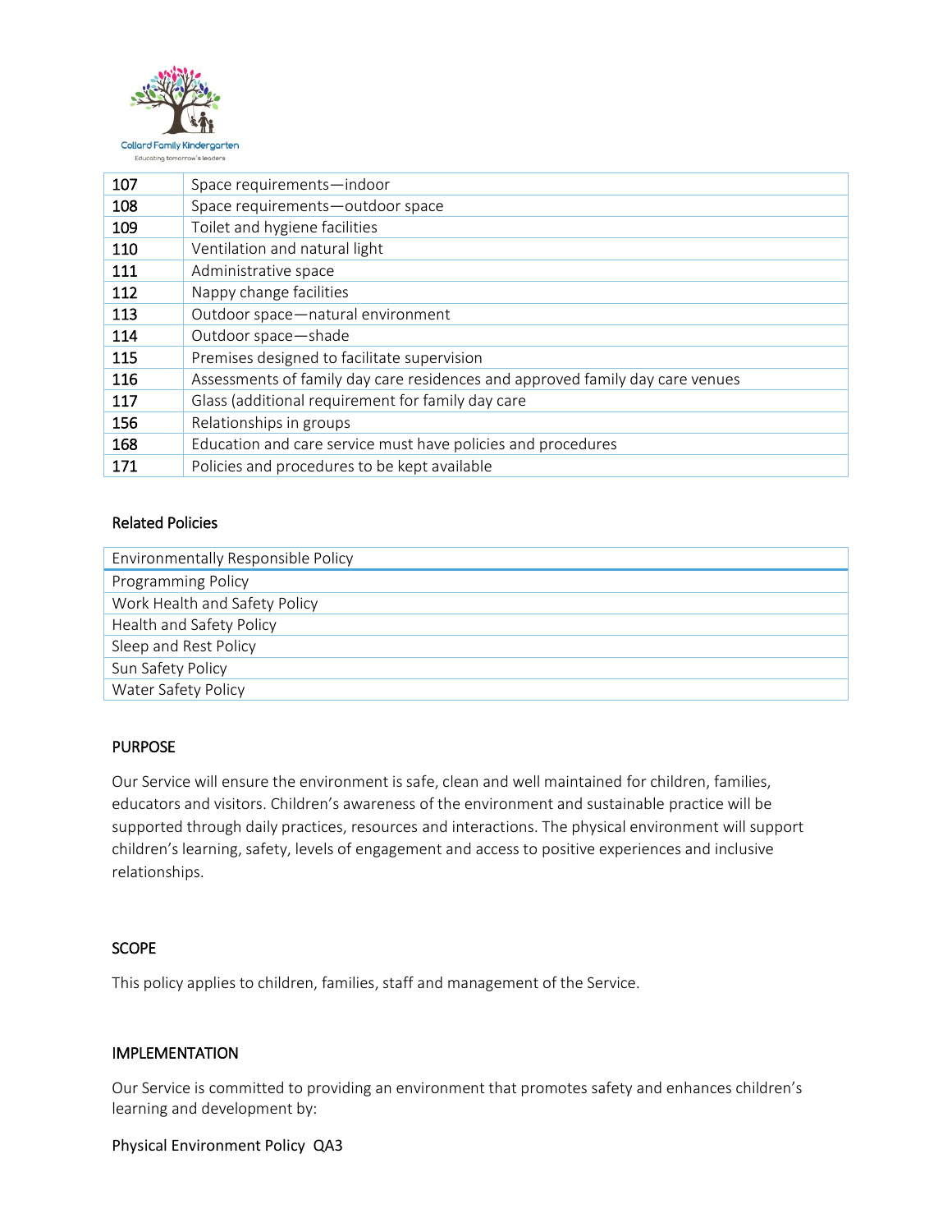| | |
|---|---|
| 107 | Space requirements—indoor |
| 108 | Space requirements—outdoor space |
| 109 | Toilet and hygiene facilities |
| 110 | Ventilation and natural light |
| 111 | Administrative space |
| 112 | Nappy change facilities |
| 113 | Outdoor space—natural environment |
| 114 | Outdoor space—shade |
| 115 | Premises designed to facilitate supervision |
| 116 | Assessments of family day care residences and approved family day care venues |
| 117 | Glass (additional requirement for family day care |
| 156 | Relationships in groups |
| 168 | Education and care service must have policies and procedures |
| 171 | Policies and procedures to be kept available |

### Related Policies

| Environmentally Responsible Policy |
|---|
| Programming Policy |
| Work Health and Safety Policy |
| Health and Safety Policy |
| Sleep and Rest Policy |
| Sun Safety Policy |
| Water Safety Policy |

### PURPOSE

Our Service will ensure the environment is safe, clean and well maintained for children, families, educators and visitors. Children's awareness of the environment and sustainable practice will be supported through daily practices, resources and interactions. The physical environment will support children's learning, safety, levels of engagement and access to positive experiences and inclusive relationships.

### SCOPE

This policy applies to children, families, staff and management of the Service.

### IMPLEMENTATION

Our Service is committed to providing an environment that promotes safety and enhances children's learning and development by: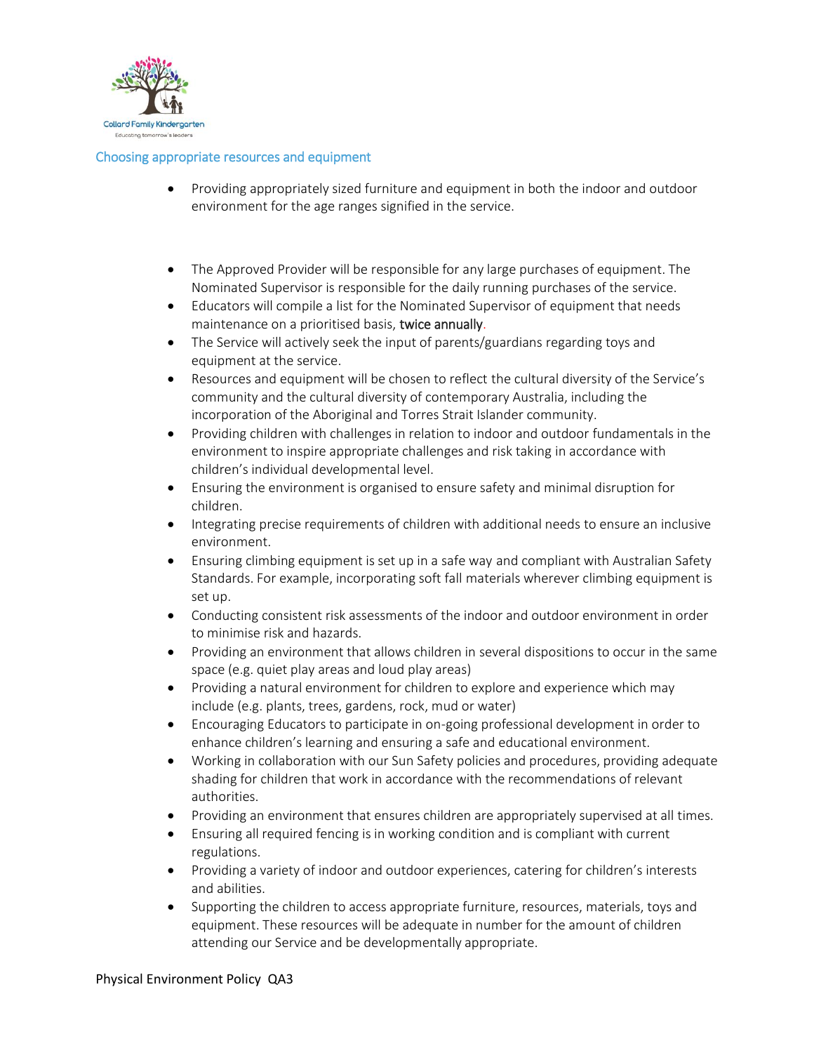## Choosing appropriate resources and equipment

- Providing appropriately sized furniture and equipment in both the indoor and outdoor environment for the age ranges signified in the service.

- The Approved Provider will be responsible for any large purchases of equipment. The Nominated Supervisor is responsible for the daily running purchases of the service.
- Educators will compile a list for the Nominated Supervisor of equipment that needs maintenance on a prioritised basis, twice annually.
- The Service will actively seek the input of parents/guardians regarding toys and equipment at the service.
- Resources and equipment will be chosen to reflect the cultural diversity of the Service's community and the cultural diversity of contemporary Australia, including the incorporation of the Aboriginal and Torres Strait Islander community.
- Providing children with challenges in relation to indoor and outdoor fundamentals in the environment to inspire appropriate challenges and risk taking in accordance with children's individual developmental level.
- Ensuring the environment is organised to ensure safety and minimal disruption for children.
- Integrating precise requirements of children with additional needs to ensure an inclusive environment.
- Ensuring climbing equipment is set up in a safe way and compliant with Australian Safety Standards. For example, incorporating soft fall materials wherever climbing equipment is set up.
- Conducting consistent risk assessments of the indoor and outdoor environment in order to minimise risk and hazards.
- Providing an environment that allows children in several dispositions to occur in the same space (e.g. quiet play areas and loud play areas)
- Providing a natural environment for children to explore and experience which may include (e.g. plants, trees, gardens, rock, mud or water)
- Encouraging Educators to participate in on-going professional development in order to enhance children's learning and ensuring a safe and educational environment.
- Working in collaboration with our Sun Safety policies and procedures, providing adequate shading for children that work in accordance with the recommendations of relevant authorities.
- Providing an environment that ensures children are appropriately supervised at all times.
- Ensuring all required fencing is in working condition and is compliant with current regulations.
- Providing a variety of indoor and outdoor experiences, catering for children's interests and abilities.
- Supporting the children to access appropriate furniture, resources, materials, toys and equipment. These resources will be adequate in number for the amount of children attending our Service and be developmentally appropriate.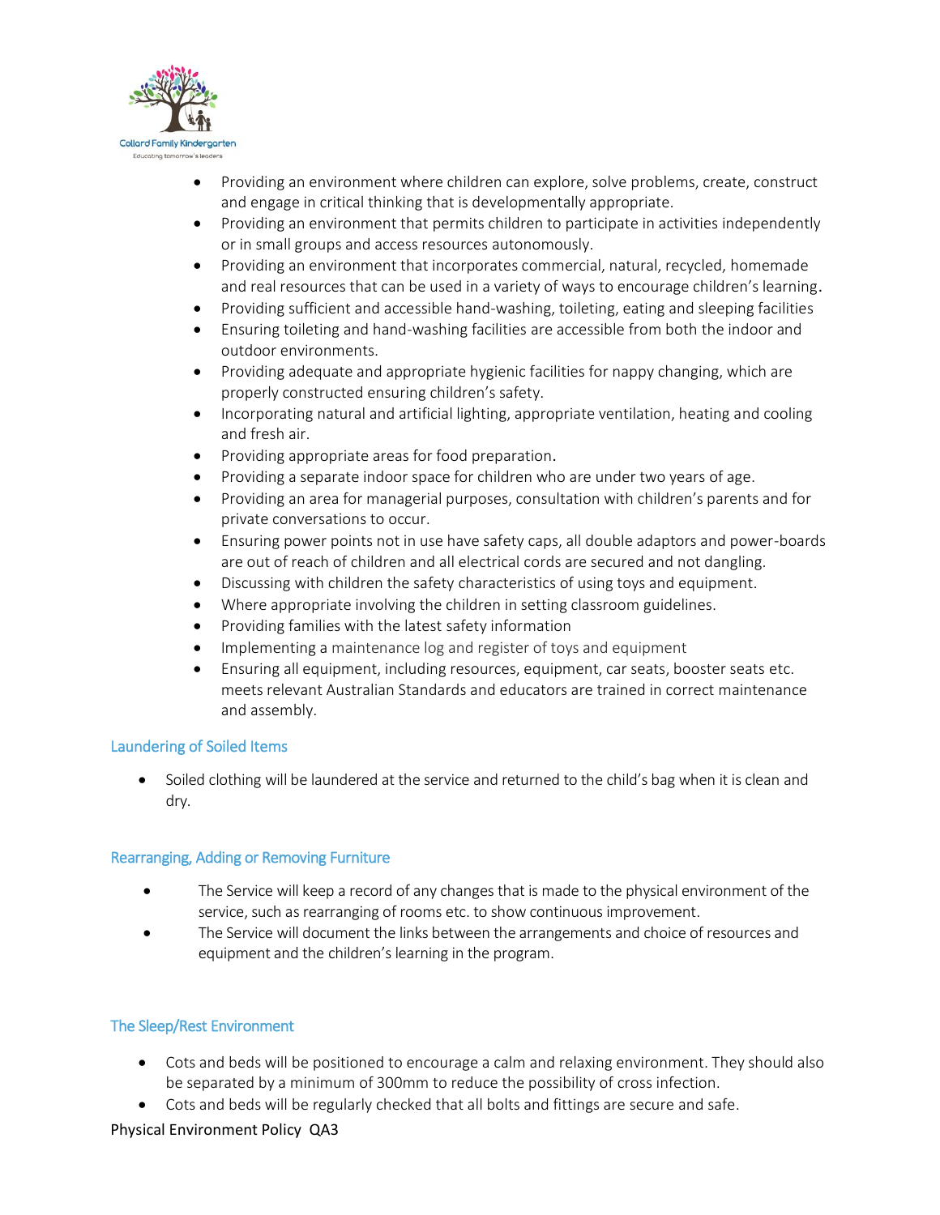- Providing an environment where children can explore, solve problems, create, construct and engage in critical thinking that is developmentally appropriate.
- Providing an environment that permits children to participate in activities independently or in small groups and access resources autonomously.
- Providing an environment that incorporates commercial, natural, recycled, homemade and real resources that can be used in a variety of ways to encourage children's learning.
- Providing sufficient and accessible hand-washing, toileting, eating and sleeping facilities
- Ensuring toileting and hand-washing facilities are accessible from both the indoor and outdoor environments.
- Providing adequate and appropriate hygienic facilities for nappy changing, which are properly constructed ensuring children's safety.
- Incorporating natural and artificial lighting, appropriate ventilation, heating and cooling and fresh air.
- Providing appropriate areas for food preparation.
- Providing a separate indoor space for children who are under two years of age.
- Providing an area for managerial purposes, consultation with children's parents and for private conversations to occur.
- Ensuring power points not in use have safety caps, all double adaptors and power-boards are out of reach of children and all electrical cords are secured and not dangling.
- Discussing with children the safety characteristics of using toys and equipment.
- Where appropriate involving the children in setting classroom guidelines.
- Providing families with the latest safety information
- Implementing a maintenance log and register of toys and equipment
- Ensuring all equipment, including resources, equipment, car seats, booster seats etc. meets relevant Australian Standards and educators are trained in correct maintenance and assembly.

### Laundering of Soiled Items

- Soiled clothing will be laundered at the service and returned to the child's bag when it is clean and dry.

### Rearranging, Adding or Removing Furniture

- The Service will keep a record of any changes that is made to the physical environment of the service, such as rearranging of rooms etc. to show continuous improvement.
- The Service will document the links between the arrangements and choice of resources and equipment and the children's learning in the program.

### The Sleep/Rest Environment

- Cots and beds will be positioned to encourage a calm and relaxing environment. They should also be separated by a minimum of 300mm to reduce the possibility of cross infection.
- Cots and beds will be regularly checked that all bolts and fittings are secure and safe.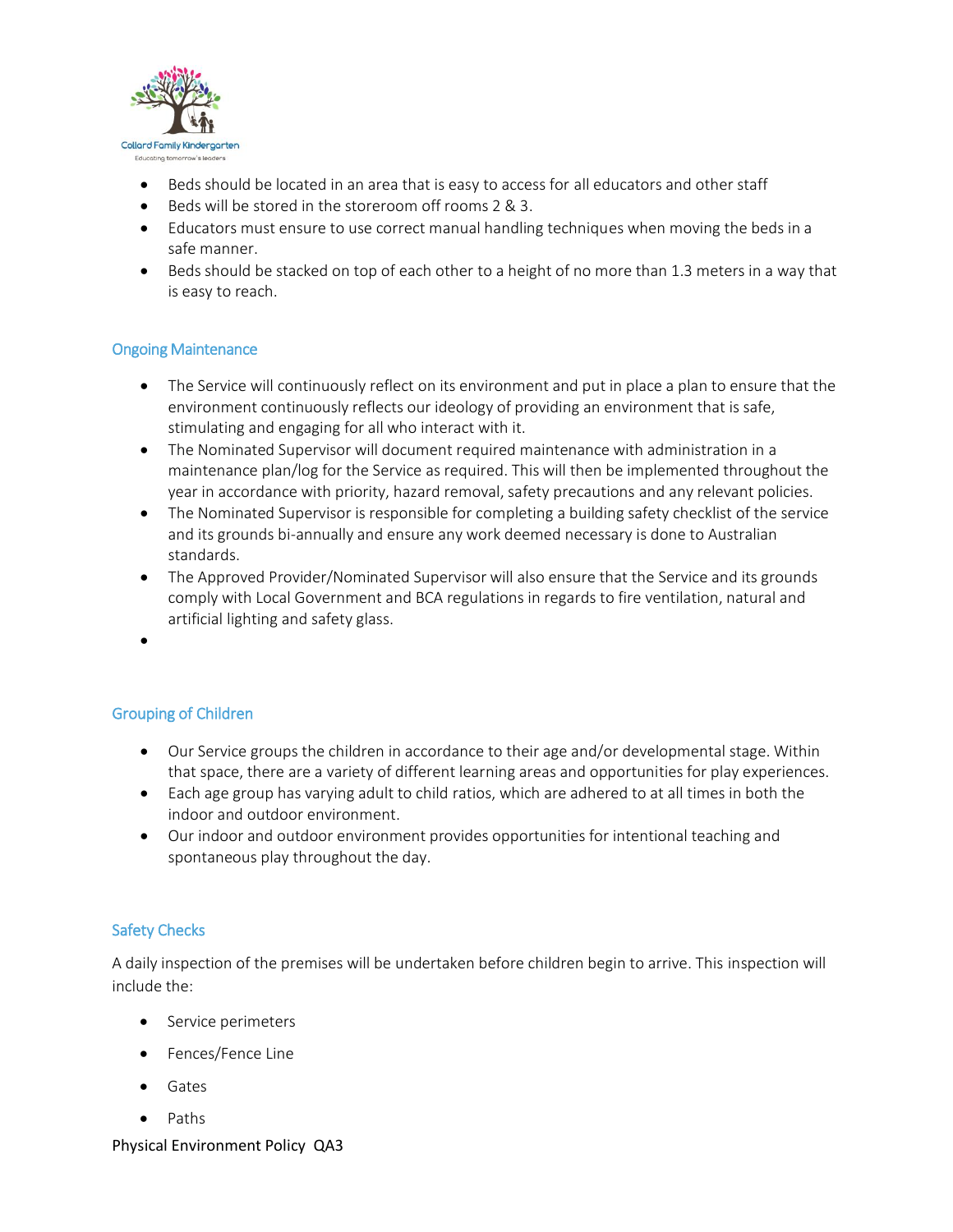- Beds should be located in an area that is easy to access for all educators and other staff
- Beds will be stored in the storeroom off rooms 2 & 3.
- Educators must ensure to use correct manual handling techniques when moving the beds in a safe manner.
- Beds should be stacked on top of each other to a height of no more than 1.3 meters in a way that is easy to reach.

## Ongoing Maintenance

- The Service will continuously reflect on its environment and put in place a plan to ensure that the environment continuously reflects our ideology of providing an environment that is safe, stimulating and engaging for all who interact with it.
- The Nominated Supervisor will document required maintenance with administration in a maintenance plan/log for the Service as required. This will then be implemented throughout the year in accordance with priority, hazard removal, safety precautions and any relevant policies.
- The Nominated Supervisor is responsible for completing a building safety checklist of the service and its grounds bi-annually and ensure any work deemed necessary is done to Australian standards.
- The Approved Provider/Nominated Supervisor will also ensure that the Service and its grounds comply with Local Government and BCA regulations in regards to fire ventilation, natural and artificial lighting and safety glass.

## Grouping of Children

- Our Service groups the children in accordance to their age and/or developmental stage. Within that space, there are a variety of different learning areas and opportunities for play experiences.
- Each age group has varying adult to child ratios, which are adhered to at all times in both the indoor and outdoor environment.
- Our indoor and outdoor environment provides opportunities for intentional teaching and spontaneous play throughout the day.

## Safety Checks

A daily inspection of the premises will be undertaken before children begin to arrive. This inspection will include the:

- Service perimeters
- Fences/Fence Line
- Gates
- Paths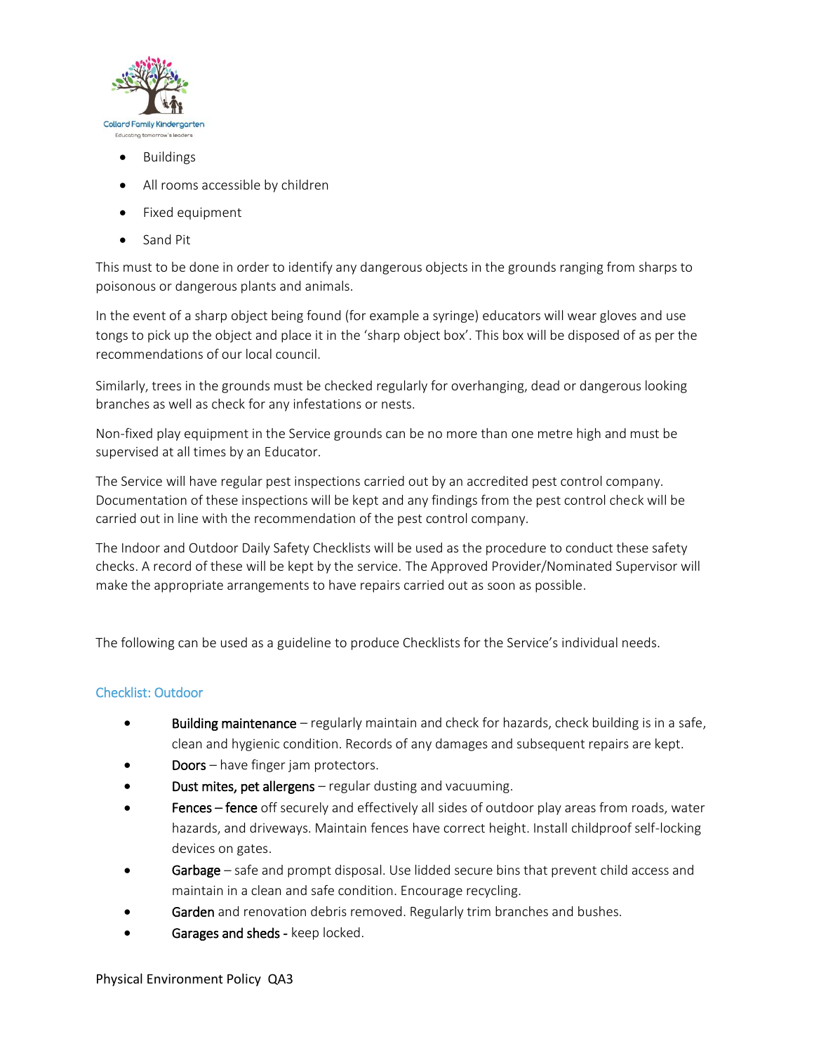- Buildings
- All rooms accessible by children
- Fixed equipment
- Sand Pit

This must to be done in order to identify any dangerous objects in the grounds ranging from sharps to poisonous or dangerous plants and animals.

In the event of a sharp object being found (for example a syringe) educators will wear gloves and use tongs to pick up the object and place it in the 'sharp object box'. This box will be disposed of as per the recommendations of our local council.

Similarly, trees in the grounds must be checked regularly for overhanging, dead or dangerous looking branches as well as check for any infestations or nests.

Non-fixed play equipment in the Service grounds can be no more than one metre high and must be supervised at all times by an Educator.

The Service will have regular pest inspections carried out by an accredited pest control company. Documentation of these inspections will be kept and any findings from the pest control check will be carried out in line with the recommendation of the pest control company.

The Indoor and Outdoor Daily Safety Checklists will be used as the procedure to conduct these safety checks. A record of these will be kept by the service. The Approved Provider/Nominated Supervisor will make the appropriate arrangements to have repairs carried out as soon as possible.

The following can be used as a guideline to produce Checklists for the Service's individual needs.

### Checklist: Outdoor

- **Building maintenance** – regularly maintain and check for hazards, check building is in a safe, clean and hygienic condition. Records of any damages and subsequent repairs are kept.
- **Doors** – have finger jam protectors.
- **Dust mites, pet allergens** – regular dusting and vacuuming.
- **Fences – fence** off securely and effectively all sides of outdoor play areas from roads, water hazards, and driveways. Maintain fences have correct height. Install childproof self-locking devices on gates.
- **Garbage** – safe and prompt disposal. Use lidded secure bins that prevent child access and maintain in a clean and safe condition. Encourage recycling.
- **Garden** and renovation debris removed. Regularly trim branches and bushes.
- **Garages and sheds -** keep locked.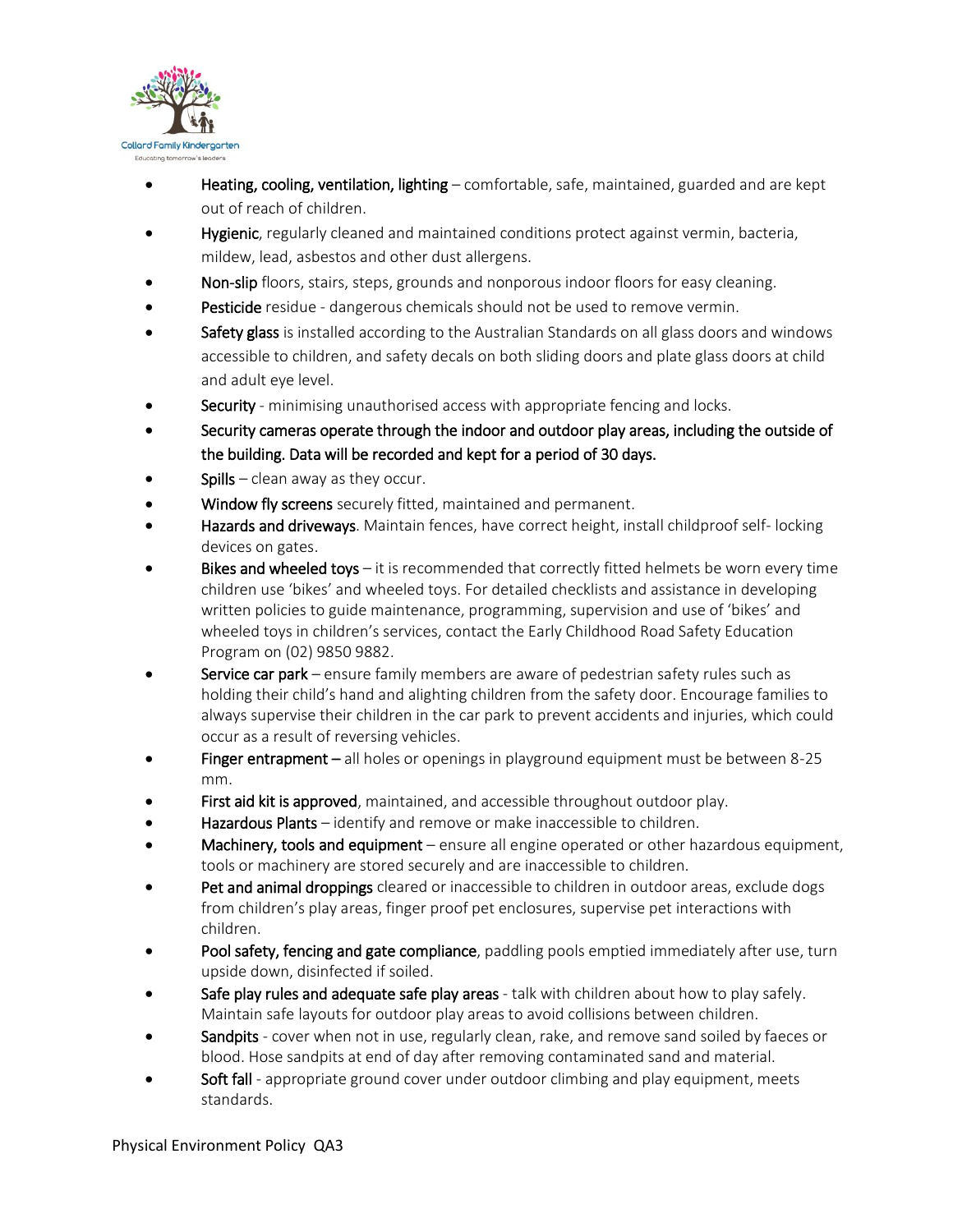- **Heating, cooling, ventilation, lighting** – comfortable, safe, maintained, guarded and are kept out of reach of children.
- **Hygienic**, regularly cleaned and maintained conditions protect against vermin, bacteria, mildew, lead, asbestos and other dust allergens.
- **Non-slip** floors, stairs, steps, grounds and nonporous indoor floors for easy cleaning.
- **Pesticide** residue - dangerous chemicals should not be used to remove vermin.
- **Safety glass** is installed according to the Australian Standards on all glass doors and windows accessible to children, and safety decals on both sliding doors and plate glass doors at child and adult eye level.
- **Security** - minimising unauthorised access with appropriate fencing and locks.
- **Security cameras operate through the indoor and outdoor play areas, including the outside of the building. Data will be recorded and kept for a period of 30 days.**
- **Spills** – clean away as they occur.
- **Window fly screens** securely fitted, maintained and permanent.
- **Hazards and driveways**. Maintain fences, have correct height, install childproof self- locking devices on gates.
- **Bikes and wheeled toys** – it is recommended that correctly fitted helmets be worn every time children use 'bikes' and wheeled toys. For detailed checklists and assistance in developing written policies to guide maintenance, programming, supervision and use of 'bikes' and wheeled toys in children's services, contact the Early Childhood Road Safety Education Program on (02) 9850 9882.
- **Service car park** – ensure family members are aware of pedestrian safety rules such as holding their child's hand and alighting children from the safety door. Encourage families to always supervise their children in the car park to prevent accidents and injuries, which could occur as a result of reversing vehicles.
- **Finger entrapment –** all holes or openings in playground equipment must be between 8-25 mm.
- **First aid kit is approved**, maintained, and accessible throughout outdoor play.
- **Hazardous Plants** – identify and remove or make inaccessible to children.
- **Machinery, tools and equipment** – ensure all engine operated or other hazardous equipment, tools or machinery are stored securely and are inaccessible to children.
- **Pet and animal droppings** cleared or inaccessible to children in outdoor areas, exclude dogs from children's play areas, finger proof pet enclosures, supervise pet interactions with children.
- **Pool safety, fencing and gate compliance**, paddling pools emptied immediately after use, turn upside down, disinfected if soiled.
- **Safe play rules and adequate safe play areas** - talk with children about how to play safely. Maintain safe layouts for outdoor play areas to avoid collisions between children.
- **Sandpits** - cover when not in use, regularly clean, rake, and remove sand soiled by faeces or blood. Hose sandpits at end of day after removing contaminated sand and material.
- **Soft fall** - appropriate ground cover under outdoor climbing and play equipment, meets standards.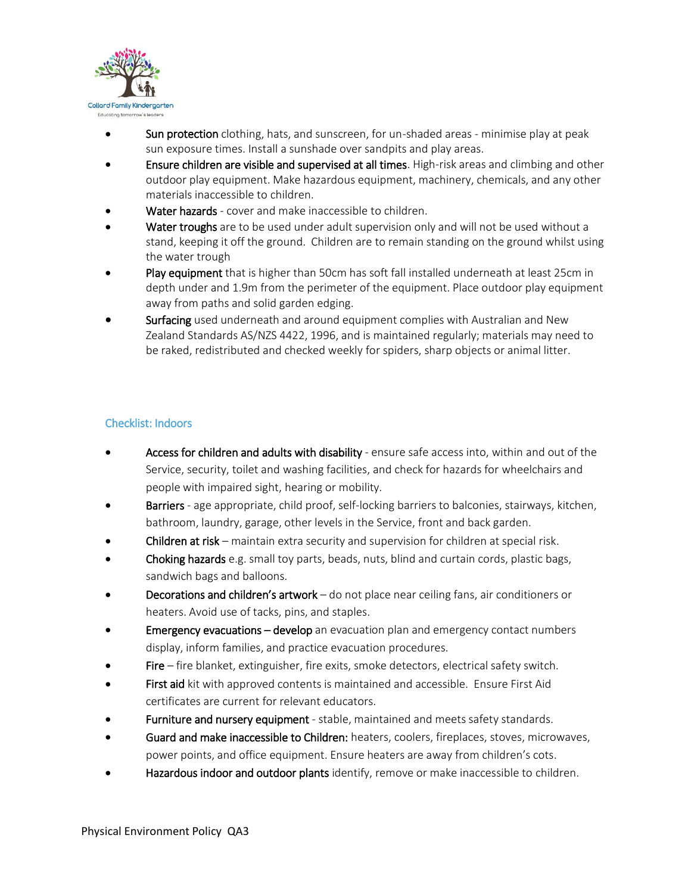- **Sun protection** clothing, hats, and sunscreen, for un-shaded areas - minimise play at peak sun exposure times. Install a sunshade over sandpits and play areas.
- **Ensure children are visible and supervised at all times**. High-risk areas and climbing and other outdoor play equipment. Make hazardous equipment, machinery, chemicals, and any other materials inaccessible to children.
- **Water hazards** - cover and make inaccessible to children.
- **Water troughs** are to be used under adult supervision only and will not be used without a stand, keeping it off the ground. Children are to remain standing on the ground whilst using the water trough
- **Play equipment** that is higher than 50cm has soft fall installed underneath at least 25cm in depth under and 1.9m from the perimeter of the equipment. Place outdoor play equipment away from paths and solid garden edging.
- **Surfacing** used underneath and around equipment complies with Australian and New Zealand Standards AS/NZS 4422, 1996, and is maintained regularly; materials may need to be raked, redistributed and checked weekly for spiders, sharp objects or animal litter.

## Checklist: Indoors

- **Access for children and adults with disability** - ensure safe access into, within and out of the Service, security, toilet and washing facilities, and check for hazards for wheelchairs and people with impaired sight, hearing or mobility.
- **Barriers** - age appropriate, child proof, self-locking barriers to balconies, stairways, kitchen, bathroom, laundry, garage, other levels in the Service, front and back garden.
- **Children at risk** – maintain extra security and supervision for children at special risk.
- **Choking hazards** e.g. small toy parts, beads, nuts, blind and curtain cords, plastic bags, sandwich bags and balloons.
- **Decorations and children's artwork** – do not place near ceiling fans, air conditioners or heaters. Avoid use of tacks, pins, and staples.
- **Emergency evacuations – develop** an evacuation plan and emergency contact numbers display, inform families, and practice evacuation procedures.
- **Fire** – fire blanket, extinguisher, fire exits, smoke detectors, electrical safety switch.
- **First aid** kit with approved contents is maintained and accessible. Ensure First Aid certificates are current for relevant educators.
- **Furniture and nursery equipment** - stable, maintained and meets safety standards.
- **Guard and make inaccessible to Children:** heaters, coolers, fireplaces, stoves, microwaves, power points, and office equipment. Ensure heaters are away from children's cots.
- **Hazardous indoor and outdoor plants** identify, remove or make inaccessible to children.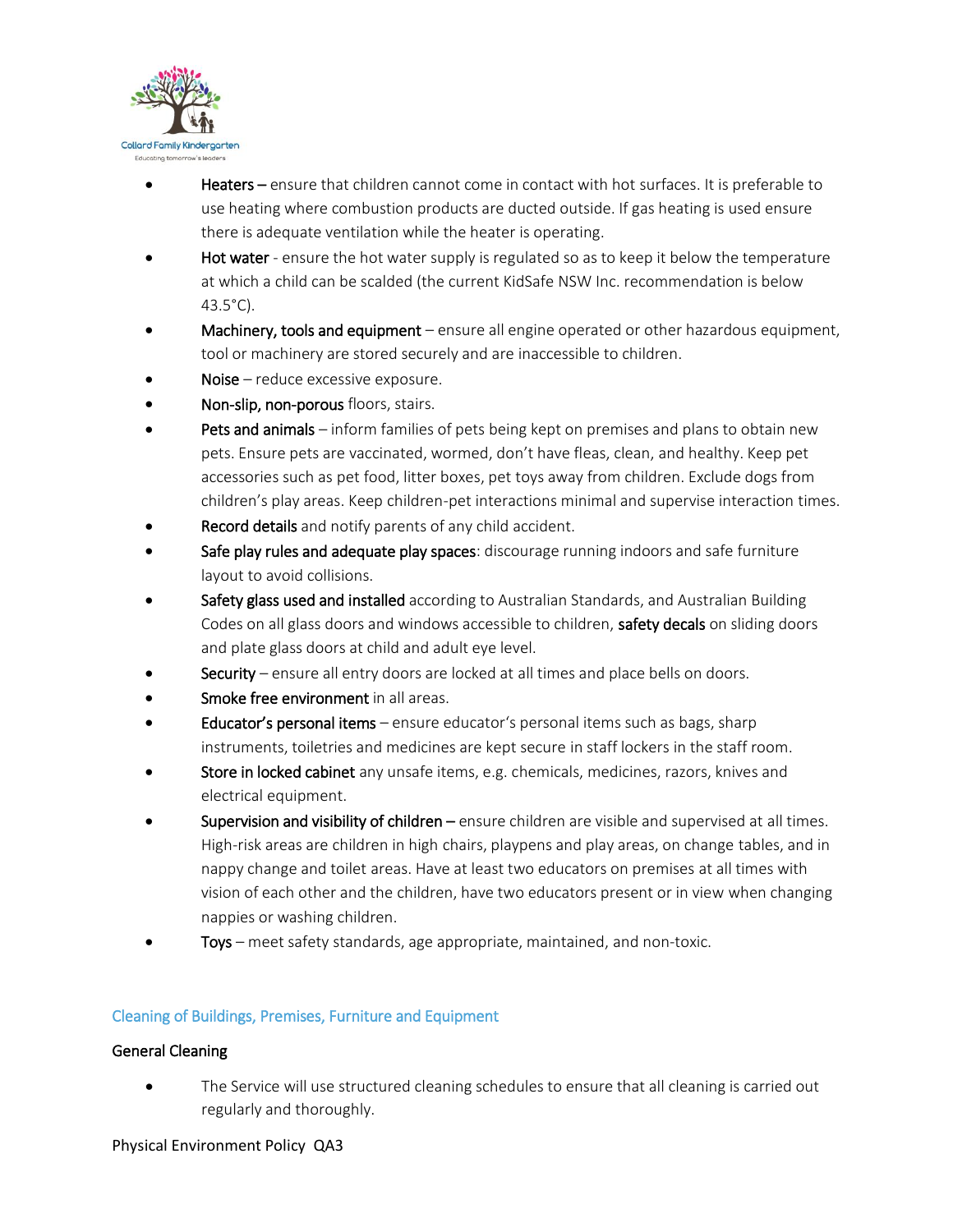- **Heaters –** ensure that children cannot come in contact with hot surfaces. It is preferable to use heating where combustion products are ducted outside. If gas heating is used ensure there is adequate ventilation while the heater is operating.
- **Hot water** - ensure the hot water supply is regulated so as to keep it below the temperature at which a child can be scalded (the current KidSafe NSW Inc. recommendation is below 43.5°C).
- **Machinery, tools and equipment** – ensure all engine operated or other hazardous equipment, tool or machinery are stored securely and are inaccessible to children.
- **Noise** – reduce excessive exposure.
- **Non-slip, non-porous** floors, stairs.
- **Pets and animals** – inform families of pets being kept on premises and plans to obtain new pets. Ensure pets are vaccinated, wormed, don't have fleas, clean, and healthy. Keep pet accessories such as pet food, litter boxes, pet toys away from children. Exclude dogs from children's play areas. Keep children-pet interactions minimal and supervise interaction times.
- **Record details** and notify parents of any child accident.
- **Safe play rules and adequate play spaces**: discourage running indoors and safe furniture layout to avoid collisions.
- **Safety glass used and installed** according to Australian Standards, and Australian Building Codes on all glass doors and windows accessible to children, **safety decals** on sliding doors and plate glass doors at child and adult eye level.
- **Security** – ensure all entry doors are locked at all times and place bells on doors.
- **Smoke free environment** in all areas.
- **Educator's personal items** – ensure educator's personal items such as bags, sharp instruments, toiletries and medicines are kept secure in staff lockers in the staff room.
- **Store in locked cabinet** any unsafe items, e.g. chemicals, medicines, razors, knives and electrical equipment.
- **Supervision and visibility of children –** ensure children are visible and supervised at all times. High-risk areas are children in high chairs, playpens and play areas, on change tables, and in nappy change and toilet areas. Have at least two educators on premises at all times with vision of each other and the children, have two educators present or in view when changing nappies or washing children.
- **Toys** – meet safety standards, age appropriate, maintained, and non-toxic.

## Cleaning of Buildings, Premises, Furniture and Equipment

### General Cleaning

- The Service will use structured cleaning schedules to ensure that all cleaning is carried out regularly and thoroughly.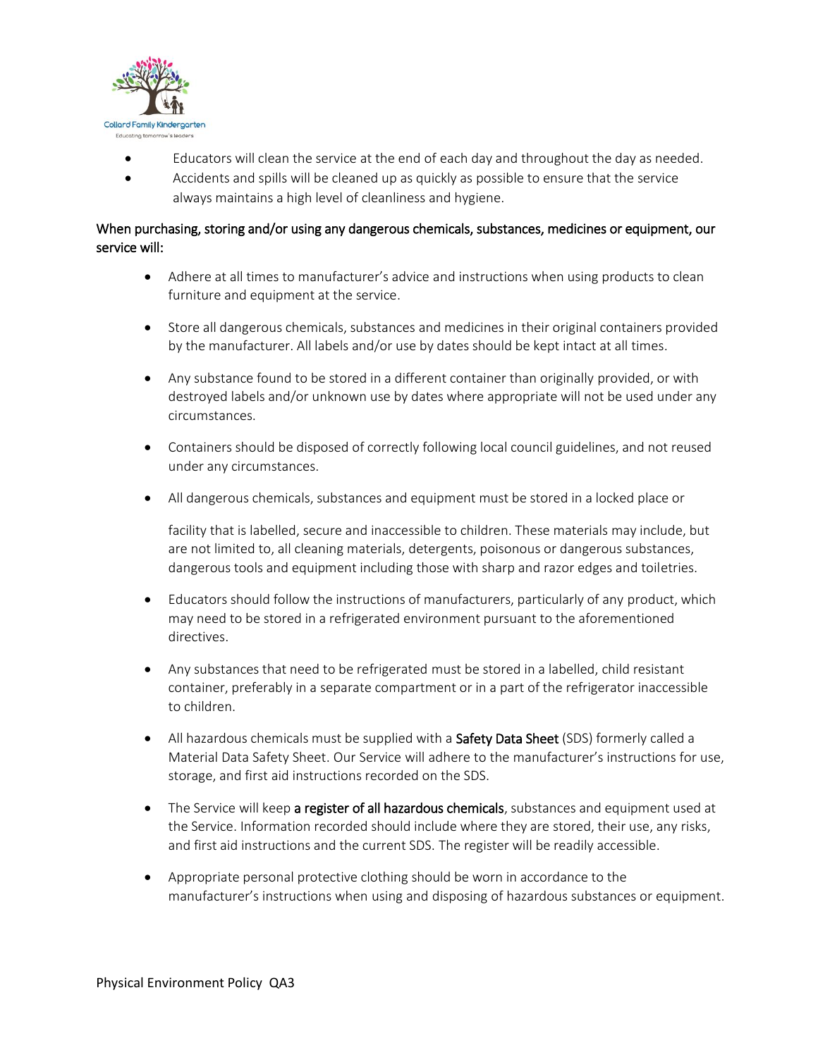- Educators will clean the service at the end of each day and throughout the day as needed.
- Accidents and spills will be cleaned up as quickly as possible to ensure that the service always maintains a high level of cleanliness and hygiene.

When purchasing, storing and/or using any dangerous chemicals, substances, medicines or equipment, our service will:

- Adhere at all times to manufacturer's advice and instructions when using products to clean furniture and equipment at the service.
- Store all dangerous chemicals, substances and medicines in their original containers provided by the manufacturer. All labels and/or use by dates should be kept intact at all times.
- Any substance found to be stored in a different container than originally provided, or with destroyed labels and/or unknown use by dates where appropriate will not be used under any circumstances.
- Containers should be disposed of correctly following local council guidelines, and not reused under any circumstances.
- All dangerous chemicals, substances and equipment must be stored in a locked place or facility that is labelled, secure and inaccessible to children. These materials may include, but are not limited to, all cleaning materials, detergents, poisonous or dangerous substances, dangerous tools and equipment including those with sharp and razor edges and toiletries.
- Educators should follow the instructions of manufacturers, particularly of any product, which may need to be stored in a refrigerated environment pursuant to the aforementioned directives.
- Any substances that need to be refrigerated must be stored in a labelled, child resistant container, preferably in a separate compartment or in a part of the refrigerator inaccessible to children.
- All hazardous chemicals must be supplied with a **Safety Data Sheet** (SDS) formerly called a Material Data Safety Sheet. Our Service will adhere to the manufacturer's instructions for use, storage, and first aid instructions recorded on the SDS.
- The Service will keep **a register of all hazardous chemicals**, substances and equipment used at the Service. Information recorded should include where they are stored, their use, any risks, and first aid instructions and the current SDS. The register will be readily accessible.
- Appropriate personal protective clothing should be worn in accordance to the manufacturer's instructions when using and disposing of hazardous substances or equipment.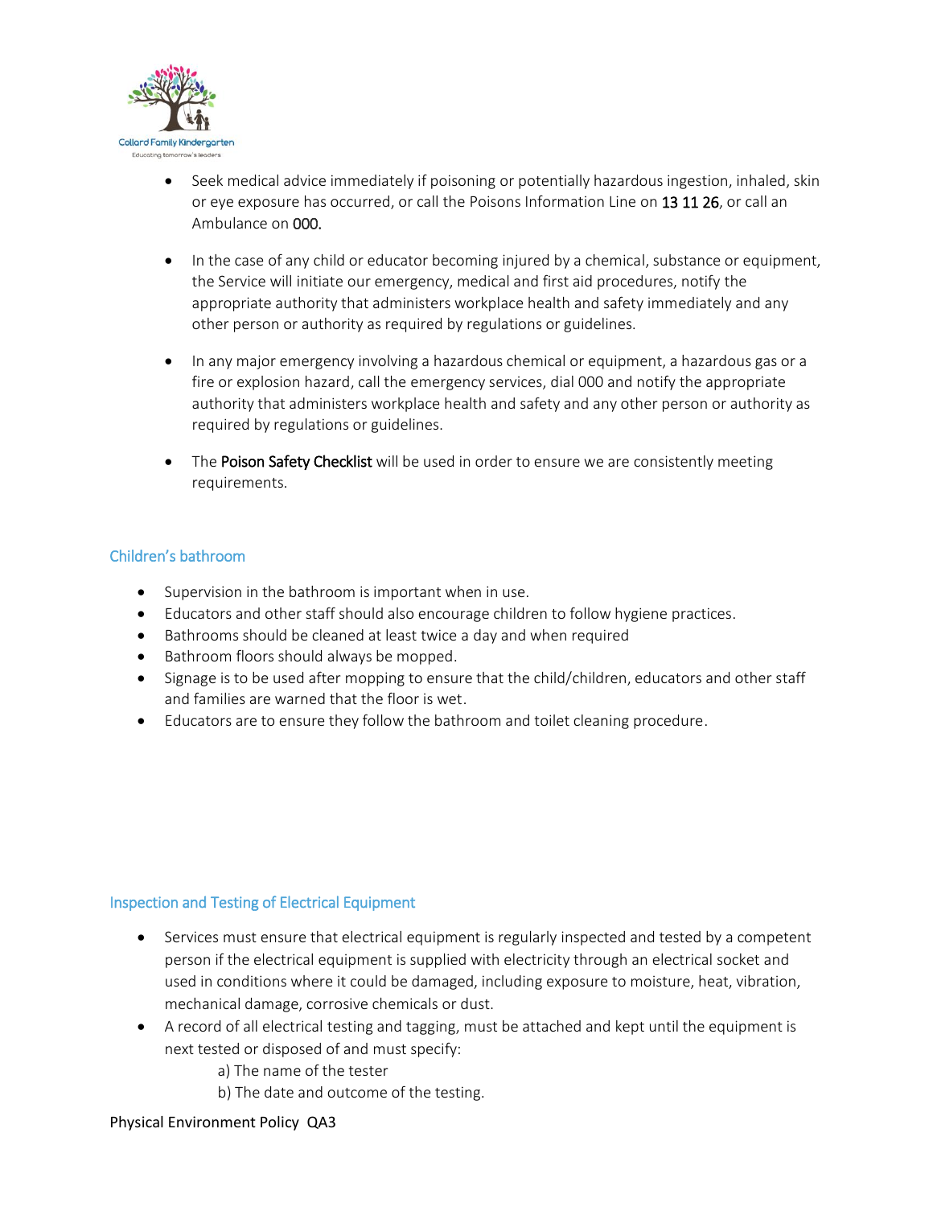- Seek medical advice immediately if poisoning or potentially hazardous ingestion, inhaled, skin or eye exposure has occurred, or call the Poisons Information Line on 13 11 26, or call an Ambulance on 000.

- In the case of any child or educator becoming injured by a chemical, substance or equipment, the Service will initiate our emergency, medical and first aid procedures, notify the appropriate authority that administers workplace health and safety immediately and any other person or authority as required by regulations or guidelines.

- In any major emergency involving a hazardous chemical or equipment, a hazardous gas or a fire or explosion hazard, call the emergency services, dial 000 and notify the appropriate authority that administers workplace health and safety and any other person or authority as required by regulations or guidelines.

- The Poison Safety Checklist will be used in order to ensure we are consistently meeting requirements.

## Children's bathroom

- Supervision in the bathroom is important when in use.
- Educators and other staff should also encourage children to follow hygiene practices.
- Bathrooms should be cleaned at least twice a day and when required
- Bathroom floors should always be mopped.
- Signage is to be used after mopping to ensure that the child/children, educators and other staff and families are warned that the floor is wet.
- Educators are to ensure they follow the bathroom and toilet cleaning procedure.

## Inspection and Testing of Electrical Equipment

- Services must ensure that electrical equipment is regularly inspected and tested by a competent person if the electrical equipment is supplied with electricity through an electrical socket and used in conditions where it could be damaged, including exposure to moisture, heat, vibration, mechanical damage, corrosive chemicals or dust.
- A record of all electrical testing and tagging, must be attached and kept until the equipment is next tested or disposed of and must specify:
  - a) The name of the tester
  - b) The date and outcome of the testing.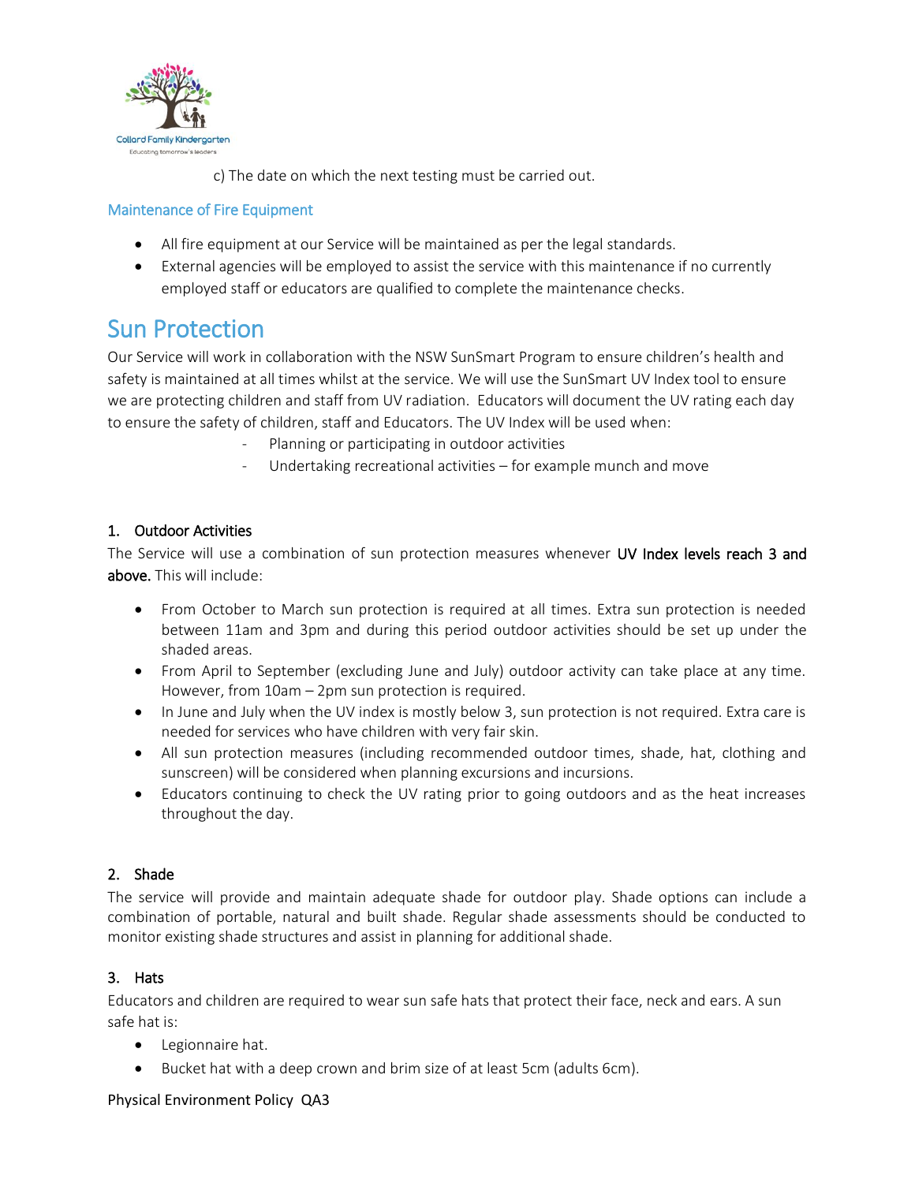c) The date on which the next testing must be carried out.

### Maintenance of Fire Equipment

- All fire equipment at our Service will be maintained as per the legal standards.
- External agencies will be employed to assist the service with this maintenance if no currently employed staff or educators are qualified to complete the maintenance checks.

## Sun Protection

Our Service will work in collaboration with the NSW SunSmart Program to ensure children's health and safety is maintained at all times whilst at the service. We will use the SunSmart UV Index tool to ensure we are protecting children and staff from UV radiation. Educators will document the UV rating each day to ensure the safety of children, staff and Educators. The UV Index will be used when:

- Planning or participating in outdoor activities
- Undertaking recreational activities – for example munch and move

### 1. Outdoor Activities

The Service will use a combination of sun protection measures whenever **UV Index levels reach 3 and above.** This will include:

- From October to March sun protection is required at all times. Extra sun protection is needed between 11am and 3pm and during this period outdoor activities should be set up under the shaded areas.
- From April to September (excluding June and July) outdoor activity can take place at any time. However, from 10am – 2pm sun protection is required.
- In June and July when the UV index is mostly below 3, sun protection is not required. Extra care is needed for services who have children with very fair skin.
- All sun protection measures (including recommended outdoor times, shade, hat, clothing and sunscreen) will be considered when planning excursions and incursions.
- Educators continuing to check the UV rating prior to going outdoors and as the heat increases throughout the day.

### 2. Shade

The service will provide and maintain adequate shade for outdoor play. Shade options can include a combination of portable, natural and built shade. Regular shade assessments should be conducted to monitor existing shade structures and assist in planning for additional shade.

### 3. Hats

Educators and children are required to wear sun safe hats that protect their face, neck and ears. A sun safe hat is:

- Legionnaire hat.
- Bucket hat with a deep crown and brim size of at least 5cm (adults 6cm).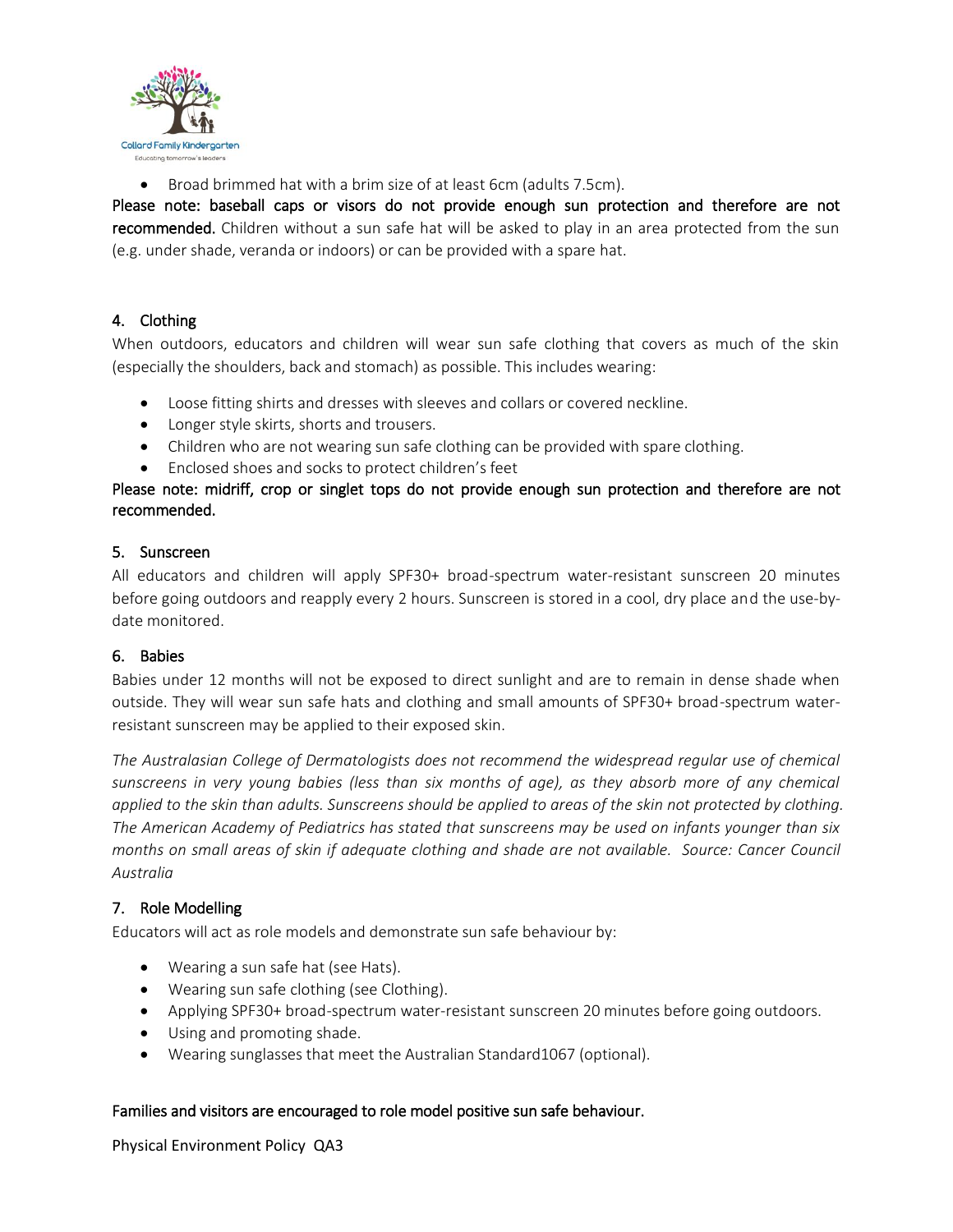- Broad brimmed hat with a brim size of at least 6cm (adults 7.5cm).

**Please note: baseball caps or visors do not provide enough sun protection and therefore are not recommended.** Children without a sun safe hat will be asked to play in an area protected from the sun (e.g. under shade, veranda or indoors) or can be provided with a spare hat.

## 4. Clothing

When outdoors, educators and children will wear sun safe clothing that covers as much of the skin (especially the shoulders, back and stomach) as possible. This includes wearing:

- Loose fitting shirts and dresses with sleeves and collars or covered neckline.
- Longer style skirts, shorts and trousers.
- Children who are not wearing sun safe clothing can be provided with spare clothing.
- Enclosed shoes and socks to protect children's feet

**Please note: midriff, crop or singlet tops do not provide enough sun protection and therefore are not recommended.**

## 5. Sunscreen

All educators and children will apply SPF30+ broad-spectrum water-resistant sunscreen 20 minutes before going outdoors and reapply every 2 hours. Sunscreen is stored in a cool, dry place and the use-by-date monitored.

## 6. Babies

Babies under 12 months will not be exposed to direct sunlight and are to remain in dense shade when outside. They will wear sun safe hats and clothing and small amounts of SPF30+ broad-spectrum water-resistant sunscreen may be applied to their exposed skin.

*The Australasian College of Dermatologists does not recommend the widespread regular use of chemical sunscreens in very young babies (less than six months of age), as they absorb more of any chemical applied to the skin than adults. Sunscreens should be applied to areas of the skin not protected by clothing. The American Academy of Pediatrics has stated that sunscreens may be used on infants younger than six months on small areas of skin if adequate clothing and shade are not available. Source: Cancer Council Australia*

## 7. Role Modelling

Educators will act as role models and demonstrate sun safe behaviour by:

- Wearing a sun safe hat (see Hats).
- Wearing sun safe clothing (see Clothing).
- Applying SPF30+ broad-spectrum water-resistant sunscreen 20 minutes before going outdoors.
- Using and promoting shade.
- Wearing sunglasses that meet the Australian Standard1067 (optional).

**Families and visitors are encouraged to role model positive sun safe behaviour.**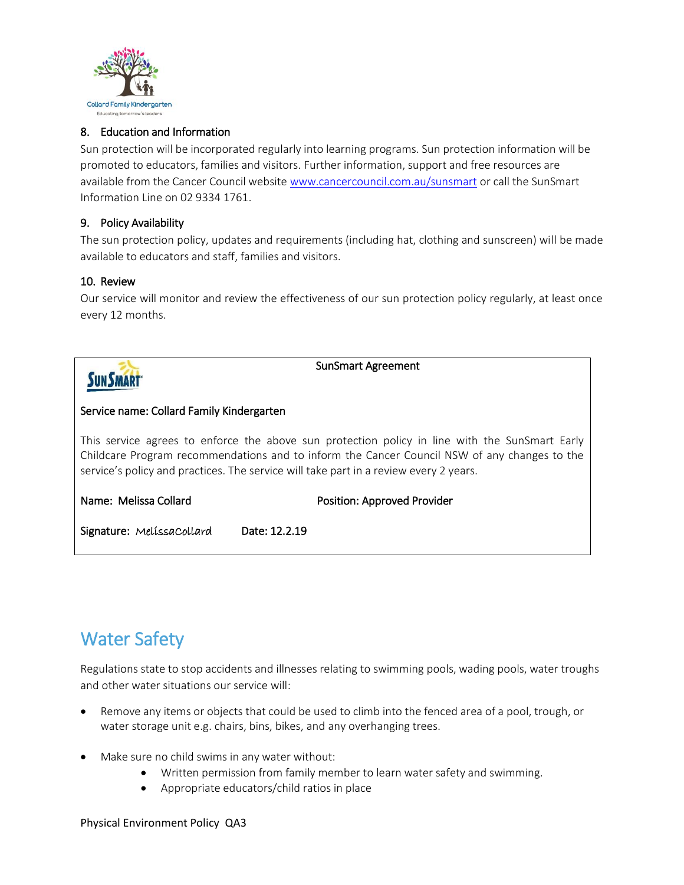### 8. Education and Information

Sun protection will be incorporated regularly into learning programs. Sun protection information will be promoted to educators, families and visitors. Further information, support and free resources are available from the Cancer Council website www.cancercouncil.com.au/sunsmart or call the SunSmart Information Line on 02 9334 1761.

### 9. Policy Availability

The sun protection policy, updates and requirements (including hat, clothing and sunscreen) will be made available to educators and staff, families and visitors.

### 10. Review

Our service will monitor and review the effectiveness of our sun protection policy regularly, at least once every 12 months.

**SunSmart Agreement**

**Service name: Collard Family Kindergarten**

This service agrees to enforce the above sun protection policy in line with the SunSmart Early Childcare Program recommendations and to inform the Cancer Council NSW of any changes to the service's policy and practices. The service will take part in a review every 2 years.

**Name:** Melissa Collard **Position:** Approved Provider

**Signature:** MelissaCollard **Date:** 12.2.19

# Water Safety

Regulations state to stop accidents and illnesses relating to swimming pools, wading pools, water troughs and other water situations our service will:

- Remove any items or objects that could be used to climb into the fenced area of a pool, trough, or water storage unit e.g. chairs, bins, bikes, and any overhanging trees.
- Make sure no child swims in any water without:
  - Written permission from family member to learn water safety and swimming.
  - Appropriate educators/child ratios in place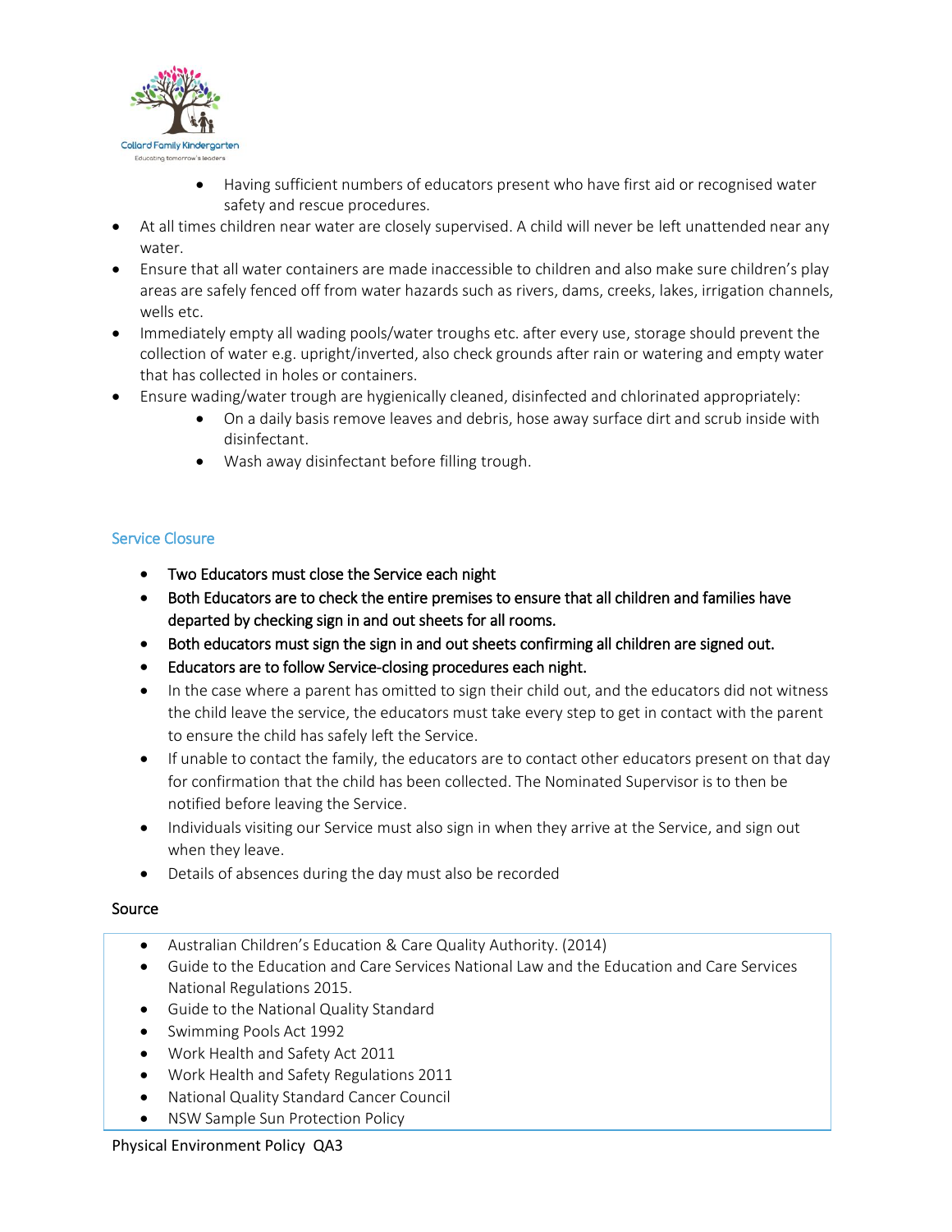- Having sufficient numbers of educators present who have first aid or recognised water safety and rescue procedures.
- At all times children near water are closely supervised. A child will never be left unattended near any water.
- Ensure that all water containers are made inaccessible to children and also make sure children's play areas are safely fenced off from water hazards such as rivers, dams, creeks, lakes, irrigation channels, wells etc.
- Immediately empty all wading pools/water troughs etc. after every use, storage should prevent the collection of water e.g. upright/inverted, also check grounds after rain or watering and empty water that has collected in holes or containers.
- Ensure wading/water trough are hygienically cleaned, disinfected and chlorinated appropriately:
  - On a daily basis remove leaves and debris, hose away surface dirt and scrub inside with disinfectant.
  - Wash away disinfectant before filling trough.

## Service Closure

- Two Educators must close the Service each night
- Both Educators are to check the entire premises to ensure that all children and families have departed by checking sign in and out sheets for all rooms.
- Both educators must sign the sign in and out sheets confirming all children are signed out.
- Educators are to follow Service-closing procedures each night.
- In the case where a parent has omitted to sign their child out, and the educators did not witness the child leave the service, the educators must take every step to get in contact with the parent to ensure the child has safely left the Service.
- If unable to contact the family, the educators are to contact other educators present on that day for confirmation that the child has been collected. The Nominated Supervisor is to then be notified before leaving the Service.
- Individuals visiting our Service must also sign in when they arrive at the Service, and sign out when they leave.
- Details of absences during the day must also be recorded

## Source

- Australian Children's Education & Care Quality Authority. (2014)
- Guide to the Education and Care Services National Law and the Education and Care Services National Regulations 2015.
- Guide to the National Quality Standard
- Swimming Pools Act 1992
- Work Health and Safety Act 2011
- Work Health and Safety Regulations 2011
- National Quality Standard Cancer Council
- NSW Sample Sun Protection Policy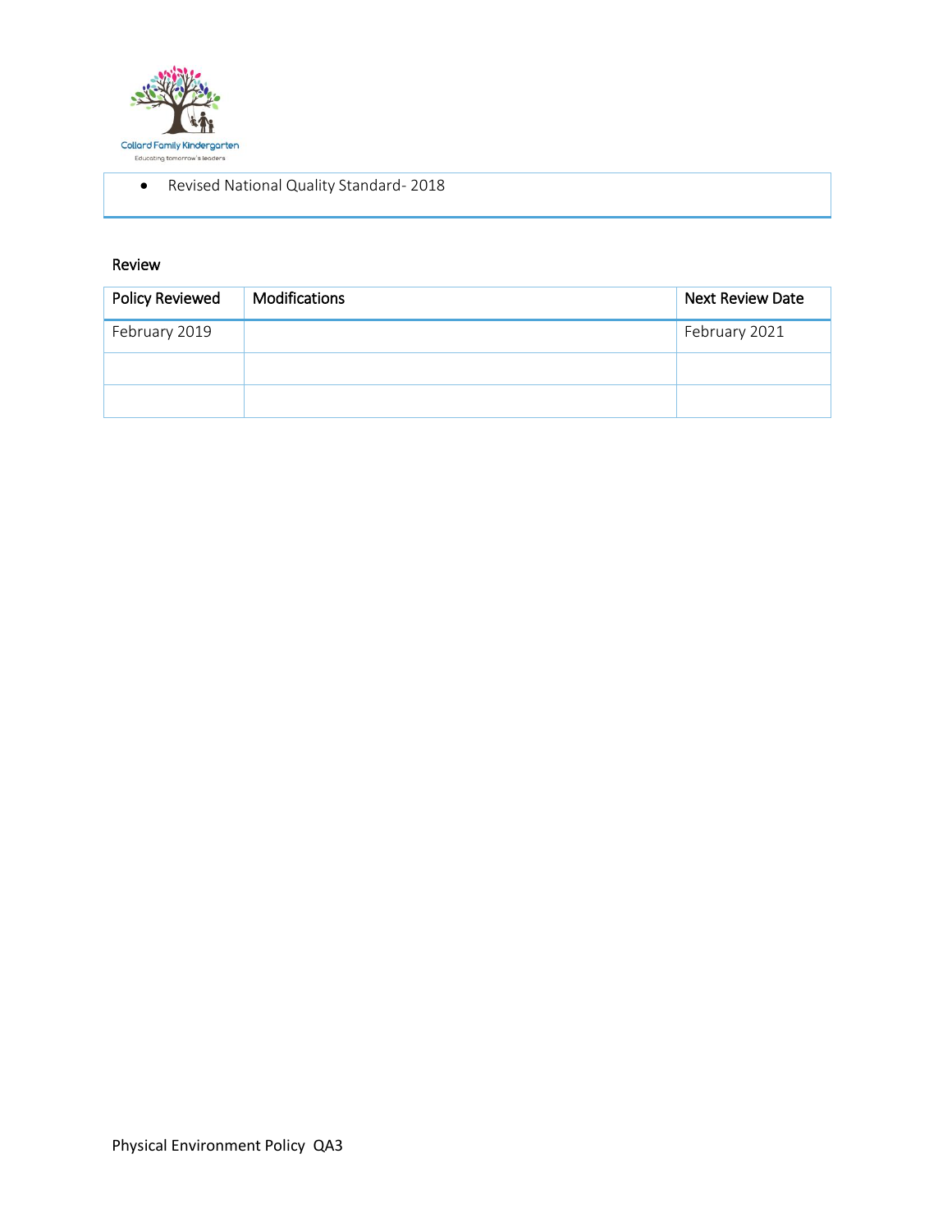- Revised National Quality Standard- 2018

Review

| Policy Reviewed | Modifications | Next Review Date |
| --- | --- | --- |
| February 2019 | | February 2021 |
| | | |
| | | |